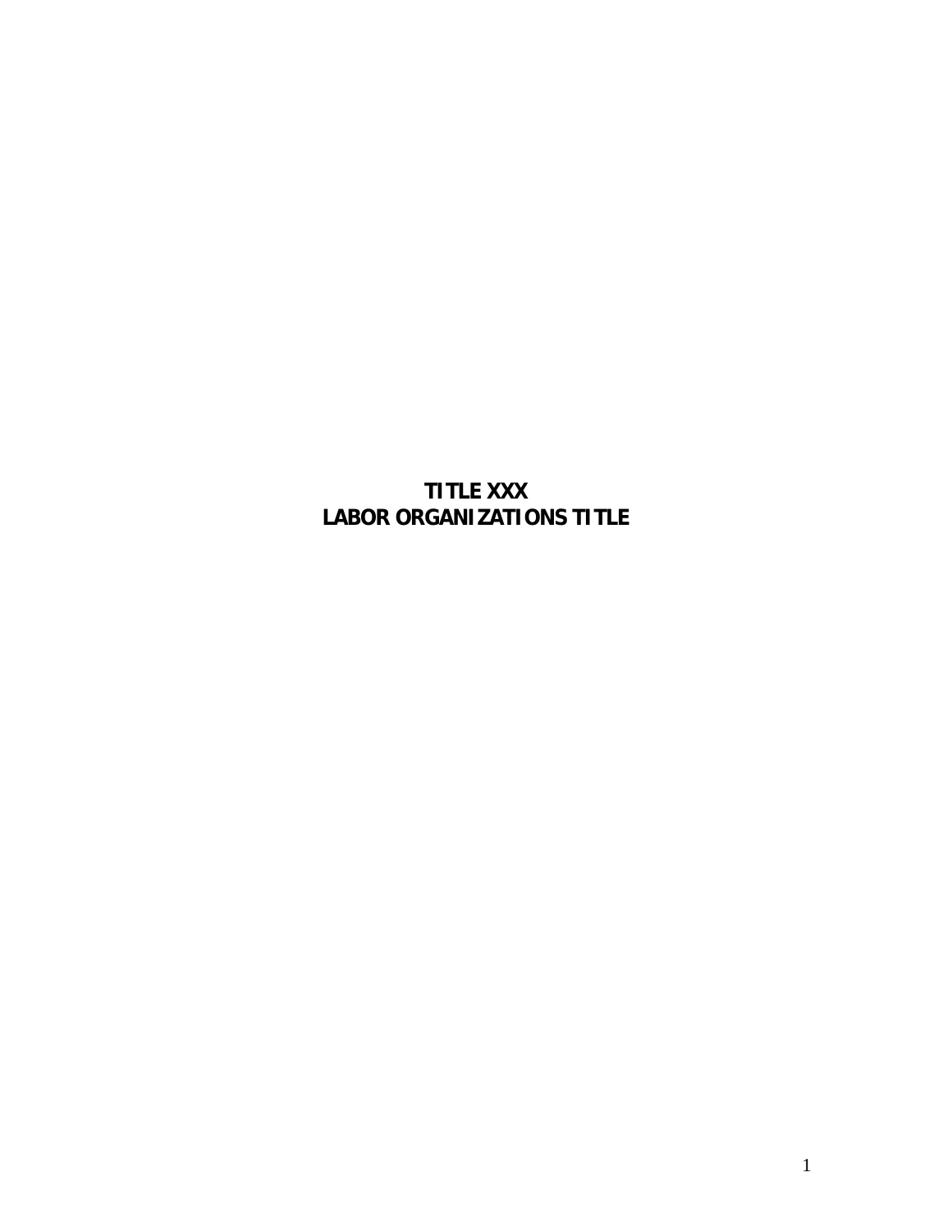# TITLE XXX
# LABOR ORGANIZATIONS TITLE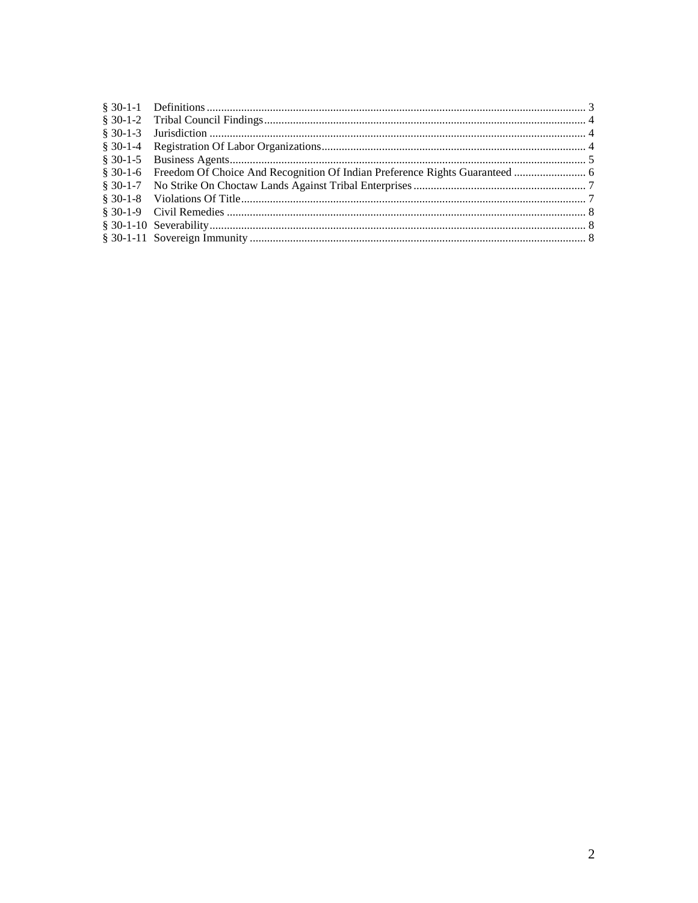| | | |
|---|---|---|
| § 30-1-1 | Definitions | 3 |
| § 30-1-2 | Tribal Council Findings | 4 |
| § 30-1-3 | Jurisdiction | 4 |
| § 30-1-4 | Registration Of Labor Organizations | 4 |
| § 30-1-5 | Business Agents | 5 |
| § 30-1-6 | Freedom Of Choice And Recognition Of Indian Preference Rights Guaranteed | 6 |
| § 30-1-7 | No Strike On Choctaw Lands Against Tribal Enterprises | 7 |
| § 30-1-8 | Violations Of Title | 7 |
| § 30-1-9 | Civil Remedies | 8 |
| § 30-1-10 | Severability | 8 |
| § 30-1-11 | Sovereign Immunity | 8 |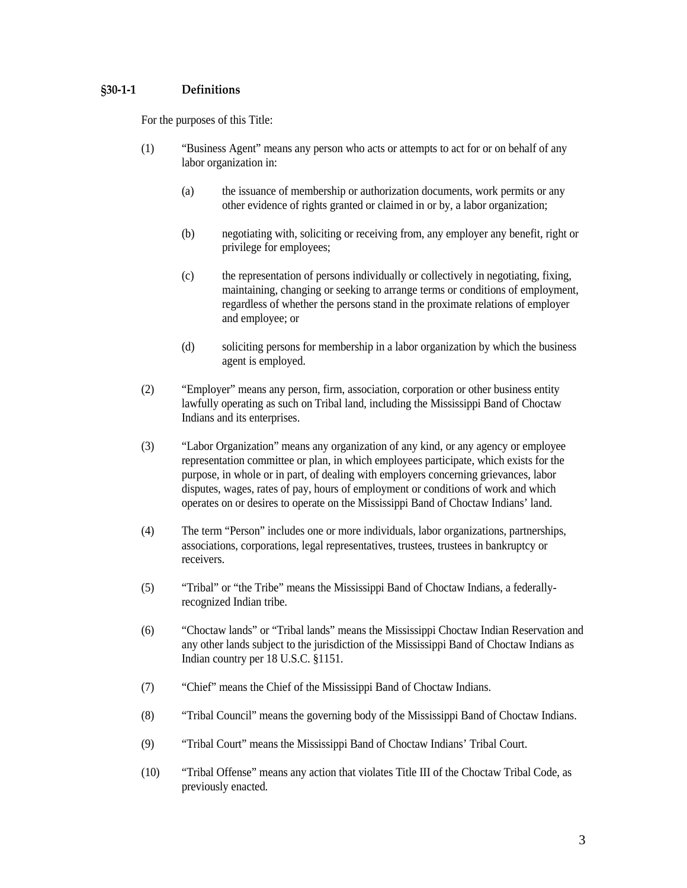### §30-1-1 Definitions

For the purposes of this Title:

(1) "Business Agent" means any person who acts or attempts to act for or on behalf of any labor organization in:

  (a) the issuance of membership or authorization documents, work permits or any other evidence of rights granted or claimed in or by, a labor organization;

  (b) negotiating with, soliciting or receiving from, any employer any benefit, right or privilege for employees;

  (c) the representation of persons individually or collectively in negotiating, fixing, maintaining, changing or seeking to arrange terms or conditions of employment, regardless of whether the persons stand in the proximate relations of employer and employee; or

  (d) soliciting persons for membership in a labor organization by which the business agent is employed.

(2) "Employer" means any person, firm, association, corporation or other business entity lawfully operating as such on Tribal land, including the Mississippi Band of Choctaw Indians and its enterprises.

(3) "Labor Organization" means any organization of any kind, or any agency or employee representation committee or plan, in which employees participate, which exists for the purpose, in whole or in part, of dealing with employers concerning grievances, labor disputes, wages, rates of pay, hours of employment or conditions of work and which operates on or desires to operate on the Mississippi Band of Choctaw Indians' land.

(4) The term "Person" includes one or more individuals, labor organizations, partnerships, associations, corporations, legal representatives, trustees, trustees in bankruptcy or receivers.

(5) "Tribal" or "the Tribe" means the Mississippi Band of Choctaw Indians, a federally-recognized Indian tribe.

(6) "Choctaw lands" or "Tribal lands" means the Mississippi Choctaw Indian Reservation and any other lands subject to the jurisdiction of the Mississippi Band of Choctaw Indians as Indian country per 18 U.S.C. §1151.

(7) "Chief" means the Chief of the Mississippi Band of Choctaw Indians.

(8) "Tribal Council" means the governing body of the Mississippi Band of Choctaw Indians.

(9) "Tribal Court" means the Mississippi Band of Choctaw Indians' Tribal Court.

(10) "Tribal Offense" means any action that violates Title III of the Choctaw Tribal Code, as previously enacted.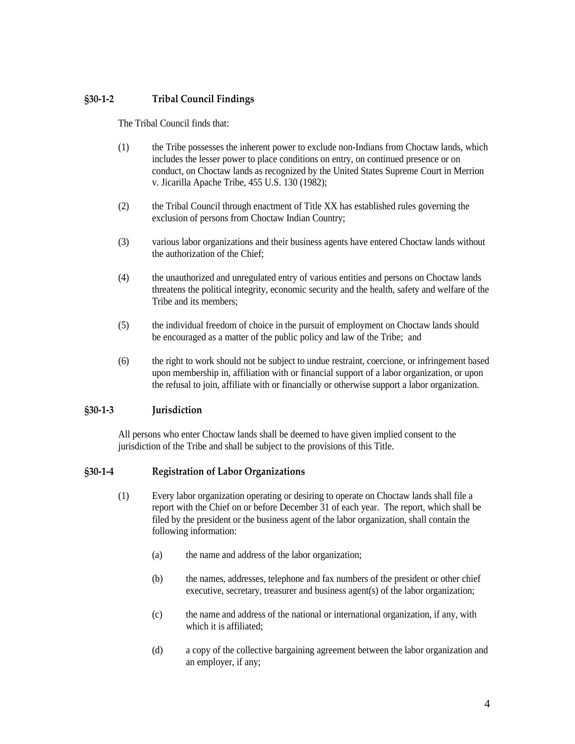### §30-1-2 Tribal Council Findings

The Tribal Council finds that:

(1) the Tribe possesses the inherent power to exclude non-Indians from Choctaw lands, which includes the lesser power to place conditions on entry, on continued presence or on conduct, on Choctaw lands as recognized by the United States Supreme Court in Merrion v. Jicarilla Apache Tribe, 455 U.S. 130 (1982);

(2) the Tribal Council through enactment of Title XX has established rules governing the exclusion of persons from Choctaw Indian Country;

(3) various labor organizations and their business agents have entered Choctaw lands without the authorization of the Chief;

(4) the unauthorized and unregulated entry of various entities and persons on Choctaw lands threatens the political integrity, economic security and the health, safety and welfare of the Tribe and its members;

(5) the individual freedom of choice in the pursuit of employment on Choctaw lands should be encouraged as a matter of the public policy and law of the Tribe; and

(6) the right to work should not be subject to undue restraint, coercione, or infringement based upon membership in, affiliation with or financial support of a labor organization, or upon the refusal to join, affiliate with or financially or otherwise support a labor organization.

### §30-1-3 Jurisdiction

All persons who enter Choctaw lands shall be deemed to have given implied consent to the jurisdiction of the Tribe and shall be subject to the provisions of this Title.

### §30-1-4 Registration of Labor Organizations

(1) Every labor organization operating or desiring to operate on Choctaw lands shall file a report with the Chief on or before December 31 of each year. The report, which shall be filed by the president or the business agent of the labor organization, shall contain the following information:

(a) the name and address of the labor organization;

(b) the names, addresses, telephone and fax numbers of the president or other chief executive, secretary, treasurer and business agent(s) of the labor organization;

(c) the name and address of the national or international organization, if any, with which it is affiliated;

(d) a copy of the collective bargaining agreement between the labor organization and an employer, if any;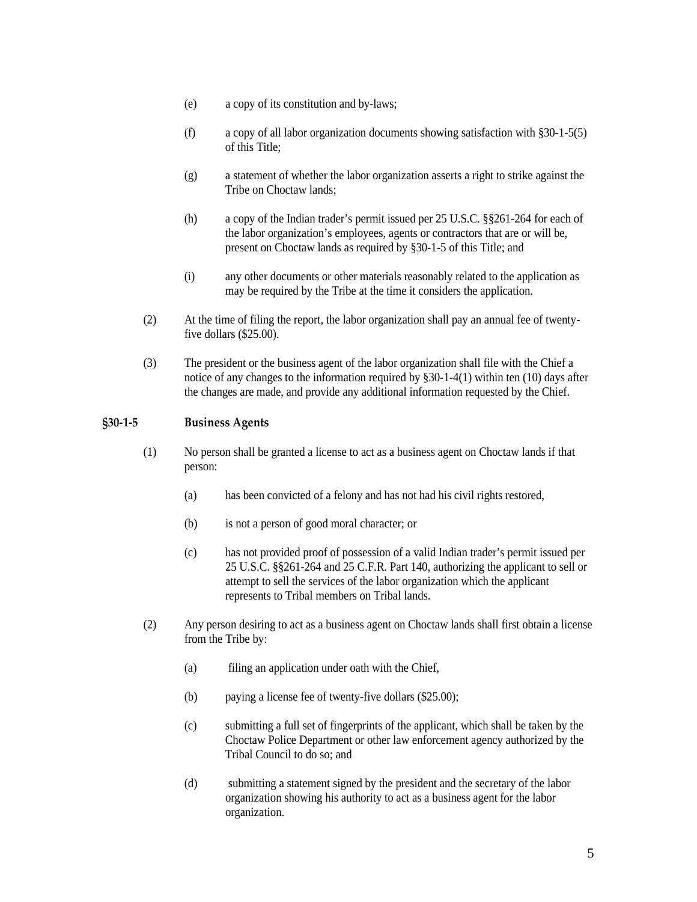(e) a copy of its constitution and by-laws;

(f) a copy of all labor organization documents showing satisfaction with §30-1-5(5) of this Title;

(g) a statement of whether the labor organization asserts a right to strike against the Tribe on Choctaw lands;

(h) a copy of the Indian trader's permit issued per 25 U.S.C. §§261-264 for each of the labor organization's employees, agents or contractors that are or will be, present on Choctaw lands as required by §30-1-5 of this Title; and

(i) any other documents or other materials reasonably related to the application as may be required by the Tribe at the time it considers the application.

(2) At the time of filing the report, the labor organization shall pay an annual fee of twenty-five dollars ($25.00).

(3) The president or the business agent of the labor organization shall file with the Chief a notice of any changes to the information required by §30-1-4(1) within ten (10) days after the changes are made, and provide any additional information requested by the Chief.

### §30-1-5 Business Agents

(1) No person shall be granted a license to act as a business agent on Choctaw lands if that person:

(a) has been convicted of a felony and has not had his civil rights restored,

(b) is not a person of good moral character; or

(c) has not provided proof of possession of a valid Indian trader's permit issued per 25 U.S.C. §§261-264 and 25 C.F.R. Part 140, authorizing the applicant to sell or attempt to sell the services of the labor organization which the applicant represents to Tribal members on Tribal lands.

(2) Any person desiring to act as a business agent on Choctaw lands shall first obtain a license from the Tribe by:

(a) filing an application under oath with the Chief,

(b) paying a license fee of twenty-five dollars ($25.00);

(c) submitting a full set of fingerprints of the applicant, which shall be taken by the Choctaw Police Department or other law enforcement agency authorized by the Tribal Council to do so; and

(d) submitting a statement signed by the president and the secretary of the labor organization showing his authority to act as a business agent for the labor organization.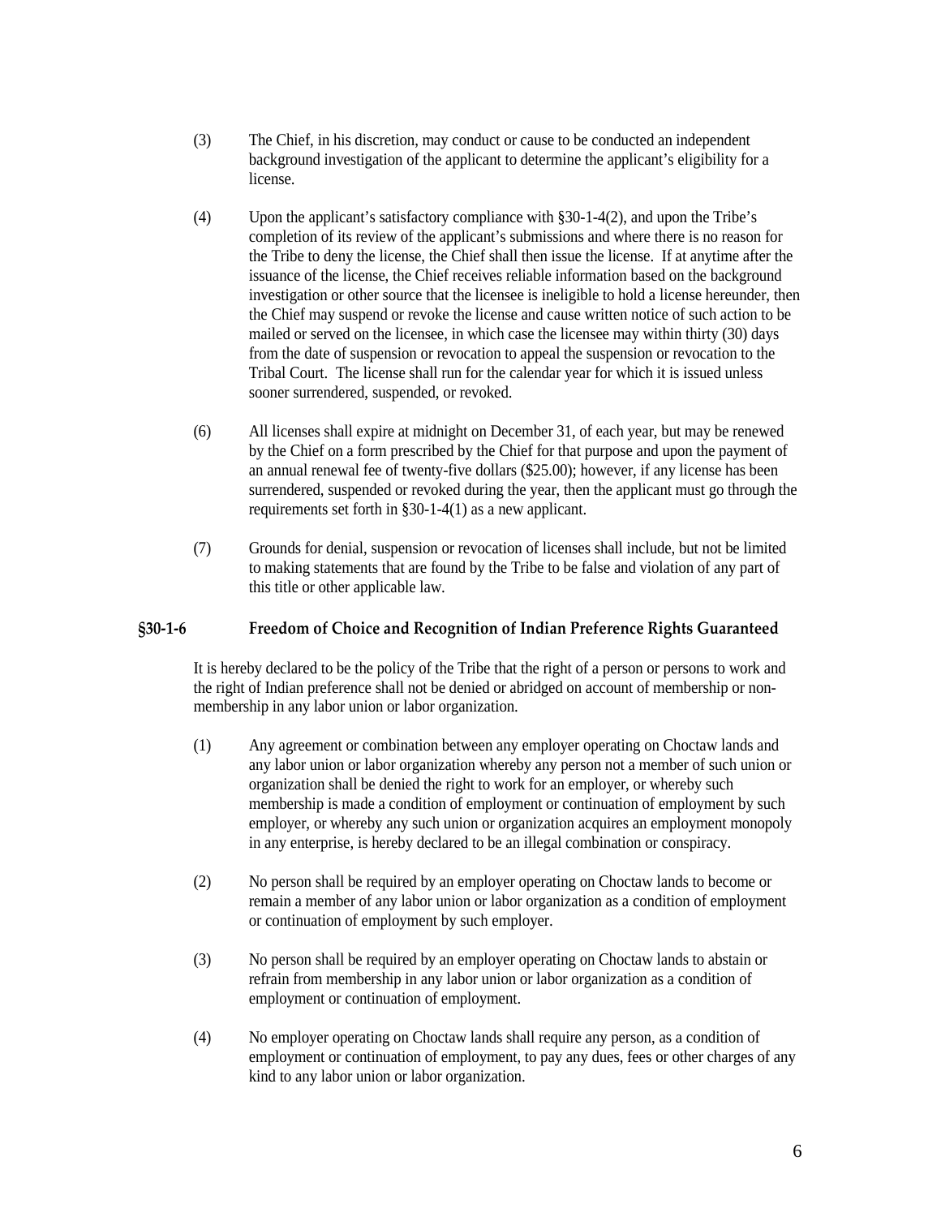(3) The Chief, in his discretion, may conduct or cause to be conducted an independent background investigation of the applicant to determine the applicant's eligibility for a license.

(4) Upon the applicant's satisfactory compliance with §30-1-4(2), and upon the Tribe's completion of its review of the applicant's submissions and where there is no reason for the Tribe to deny the license, the Chief shall then issue the license. If at anytime after the issuance of the license, the Chief receives reliable information based on the background investigation or other source that the licensee is ineligible to hold a license hereunder, then the Chief may suspend or revoke the license and cause written notice of such action to be mailed or served on the licensee, in which case the licensee may within thirty (30) days from the date of suspension or revocation to appeal the suspension or revocation to the Tribal Court. The license shall run for the calendar year for which it is issued unless sooner surrendered, suspended, or revoked.

(6) All licenses shall expire at midnight on December 31, of each year, but may be renewed by the Chief on a form prescribed by the Chief for that purpose and upon the payment of an annual renewal fee of twenty-five dollars ($25.00); however, if any license has been surrendered, suspended or revoked during the year, then the applicant must go through the requirements set forth in §30-1-4(1) as a new applicant.

(7) Grounds for denial, suspension or revocation of licenses shall include, but not be limited to making statements that are found by the Tribe to be false and violation of any part of this title or other applicable law.

## §30-1-6 Freedom of Choice and Recognition of Indian Preference Rights Guaranteed

It is hereby declared to be the policy of the Tribe that the right of a person or persons to work and the right of Indian preference shall not be denied or abridged on account of membership or non-membership in any labor union or labor organization.

(1) Any agreement or combination between any employer operating on Choctaw lands and any labor union or labor organization whereby any person not a member of such union or organization shall be denied the right to work for an employer, or whereby such membership is made a condition of employment or continuation of employment by such employer, or whereby any such union or organization acquires an employment monopoly in any enterprise, is hereby declared to be an illegal combination or conspiracy.

(2) No person shall be required by an employer operating on Choctaw lands to become or remain a member of any labor union or labor organization as a condition of employment or continuation of employment by such employer.

(3) No person shall be required by an employer operating on Choctaw lands to abstain or refrain from membership in any labor union or labor organization as a condition of employment or continuation of employment.

(4) No employer operating on Choctaw lands shall require any person, as a condition of employment or continuation of employment, to pay any dues, fees or other charges of any kind to any labor union or labor organization.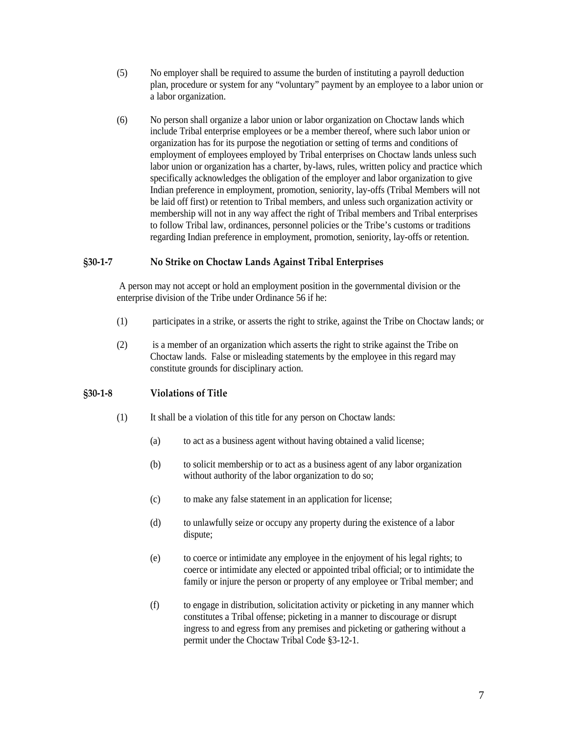(5) No employer shall be required to assume the burden of instituting a payroll deduction plan, procedure or system for any "voluntary" payment by an employee to a labor union or a labor organization.

(6) No person shall organize a labor union or labor organization on Choctaw lands which include Tribal enterprise employees or be a member thereof, where such labor union or organization has for its purpose the negotiation or setting of terms and conditions of employment of employees employed by Tribal enterprises on Choctaw lands unless such labor union or organization has a charter, by-laws, rules, written policy and practice which specifically acknowledges the obligation of the employer and labor organization to give Indian preference in employment, promotion, seniority, lay-offs (Tribal Members will not be laid off first) or retention to Tribal members, and unless such organization activity or membership will not in any way affect the right of Tribal members and Tribal enterprises to follow Tribal law, ordinances, personnel policies or the Tribe's customs or traditions regarding Indian preference in employment, promotion, seniority, lay-offs or retention.

### §30-1-7 No Strike on Choctaw Lands Against Tribal Enterprises

A person may not accept or hold an employment position in the governmental division or the enterprise division of the Tribe under Ordinance 56 if he:

(1) participates in a strike, or asserts the right to strike, against the Tribe on Choctaw lands; or

(2) is a member of an organization which asserts the right to strike against the Tribe on Choctaw lands. False or misleading statements by the employee in this regard may constitute grounds for disciplinary action.

### §30-1-8 Violations of Title

(1) It shall be a violation of this title for any person on Choctaw lands:

(a) to act as a business agent without having obtained a valid license;

(b) to solicit membership or to act as a business agent of any labor organization without authority of the labor organization to do so;

(c) to make any false statement in an application for license;

(d) to unlawfully seize or occupy any property during the existence of a labor dispute;

(e) to coerce or intimidate any employee in the enjoyment of his legal rights; to coerce or intimidate any elected or appointed tribal official; or to intimidate the family or injure the person or property of any employee or Tribal member; and

(f) to engage in distribution, solicitation activity or picketing in any manner which constitutes a Tribal offense; picketing in a manner to discourage or disrupt ingress to and egress from any premises and picketing or gathering without a permit under the Choctaw Tribal Code §3-12-1.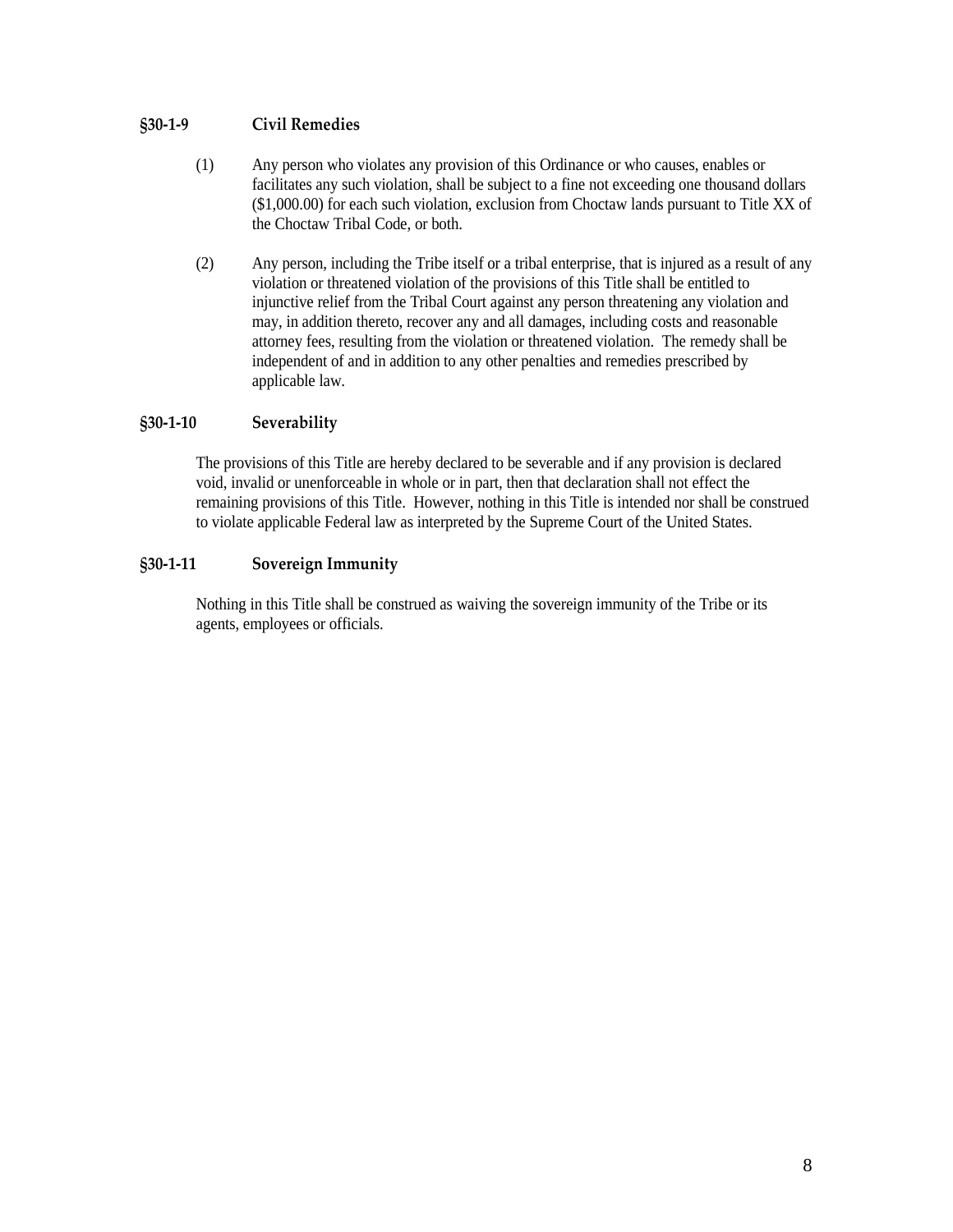### §30-1-9 Civil Remedies

(1) Any person who violates any provision of this Ordinance or who causes, enables or facilitates any such violation, shall be subject to a fine not exceeding one thousand dollars ($1,000.00) for each such violation, exclusion from Choctaw lands pursuant to Title XX of the Choctaw Tribal Code, or both.

(2) Any person, including the Tribe itself or a tribal enterprise, that is injured as a result of any violation or threatened violation of the provisions of this Title shall be entitled to injunctive relief from the Tribal Court against any person threatening any violation and may, in addition thereto, recover any and all damages, including costs and reasonable attorney fees, resulting from the violation or threatened violation. The remedy shall be independent of and in addition to any other penalties and remedies prescribed by applicable law.

### §30-1-10 Severability

The provisions of this Title are hereby declared to be severable and if any provision is declared void, invalid or unenforceable in whole or in part, then that declaration shall not effect the remaining provisions of this Title. However, nothing in this Title is intended nor shall be construed to violate applicable Federal law as interpreted by the Supreme Court of the United States.

### §30-1-11 Sovereign Immunity

Nothing in this Title shall be construed as waiving the sovereign immunity of the Tribe or its agents, employees or officials.